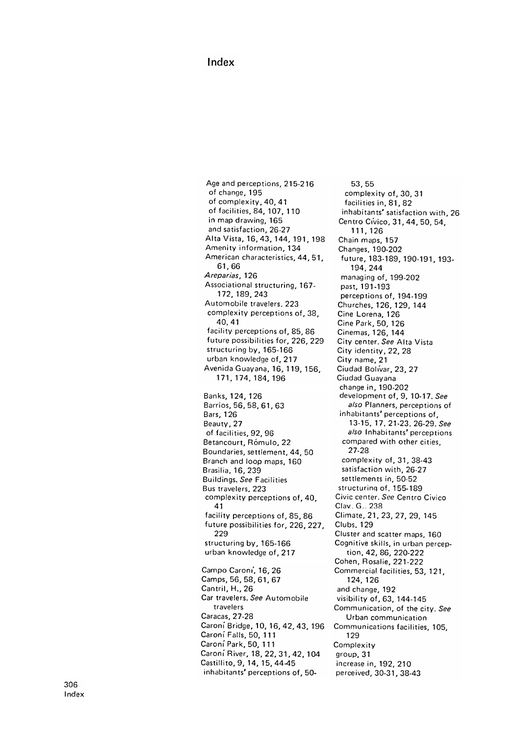# Index

Age and perceptions, 215-216
  of change, 195
  of complexity, 40, 41
  of facilities, 84, 107, 110
  in map drawing, 165
  and satisfaction, 26-27
Alta Vista, 16, 43, 144, 191, 198
Amenity information, 134
American characteristics, 44, 51, 61, 66
*Areparias*, 126
Associational structuring, 167-172, 189, 243
Automobile travelers, 223
  complexity perceptions of, 38, 40, 41
  facility perceptions of, 85, 86
  future possibilities for, 226, 229
  structuring by, 165-166
  urban knowledge of, 217
Avenida Guayana, 16, 119, 156, 171, 174, 184, 196

Banks, 124, 126
Barrios, 56, 58, 61, 63
Bars, 126
Beauty, 27
  of facilities, 92, 96
Betancourt, Rómulo, 22
Boundaries, settlement, 44, 50
Branch and loop maps, 160
Brasilia, 16, 239
Buildings. *See* Facilities
Bus travelers, 223
  complexity perceptions of, 40, 41
  facility perceptions of, 85, 86
  future possibilities for, 226, 227, 229
  structuring by, 165-166
  urban knowledge of, 217

Campo Caroní, 16, 26
Camps, 56, 58, 61, 67
Cantril, H., 26
Car travelers. *See* Automobile travelers
Caracas, 27-28
Caroní Bridge, 10, 16, 42, 43, 196
Caroní Falls, 50, 111
Caroní Park, 50, 111
Caroní River, 18, 22, 31, 42, 104
Castillito, 9, 14, 15, 44-45
  inhabitants' perceptions of, 50-53, 55
  complexity of, 30, 31
  facilities in, 81, 82
  inhabitants' satisfaction with, 26
Centro Cívico, 31, 44, 50, 54, 111, 126
Chain maps, 157
Changes, 190-202
  future, 183-189, 190-191, 193-194, 244
  managing of, 199-202
  past, 191-193
  perceptions of, 194-199
Churches, 126, 129, 144
Cine Lorena, 126
Cine Park, 50, 126
Cinemas, 126, 144
City center. *See* Alta Vista
City identity, 22, 28
City name, 21
Ciudad Bolívar, 23, 27
Ciudad Guayana
  change in, 190-202
  development of, 9, 10-17. *See also* Planners, perceptions of
  inhabitants' perceptions of, 13-15, 17, 21-23, 26-29. *See also* Inhabitants' perceptions
    compared with other cities, 27-28
    complexity of, 31, 38-43
    satisfaction with, 26-27
    settlements in, 50-52
  structuring of, 155-189
Civic center. *See* Centro Cívico
Clay, G., 238
Climate, 21, 23, 27, 29, 145
Clubs, 129
Cluster and scatter maps, 160
Cognitive skills, in urban perception, 42, 86, 220-222
Cohen, Rosalie, 221-222
Commercial facilities, 53, 121, 124, 126
  and change, 192
  visibility of, 63, 144-145
Communication, of the city. *See* Urban communication
Communications facilities, 105, 129
Complexity
  group, 31
  increase in, 192, 210
  perceived, 30-31, 38-43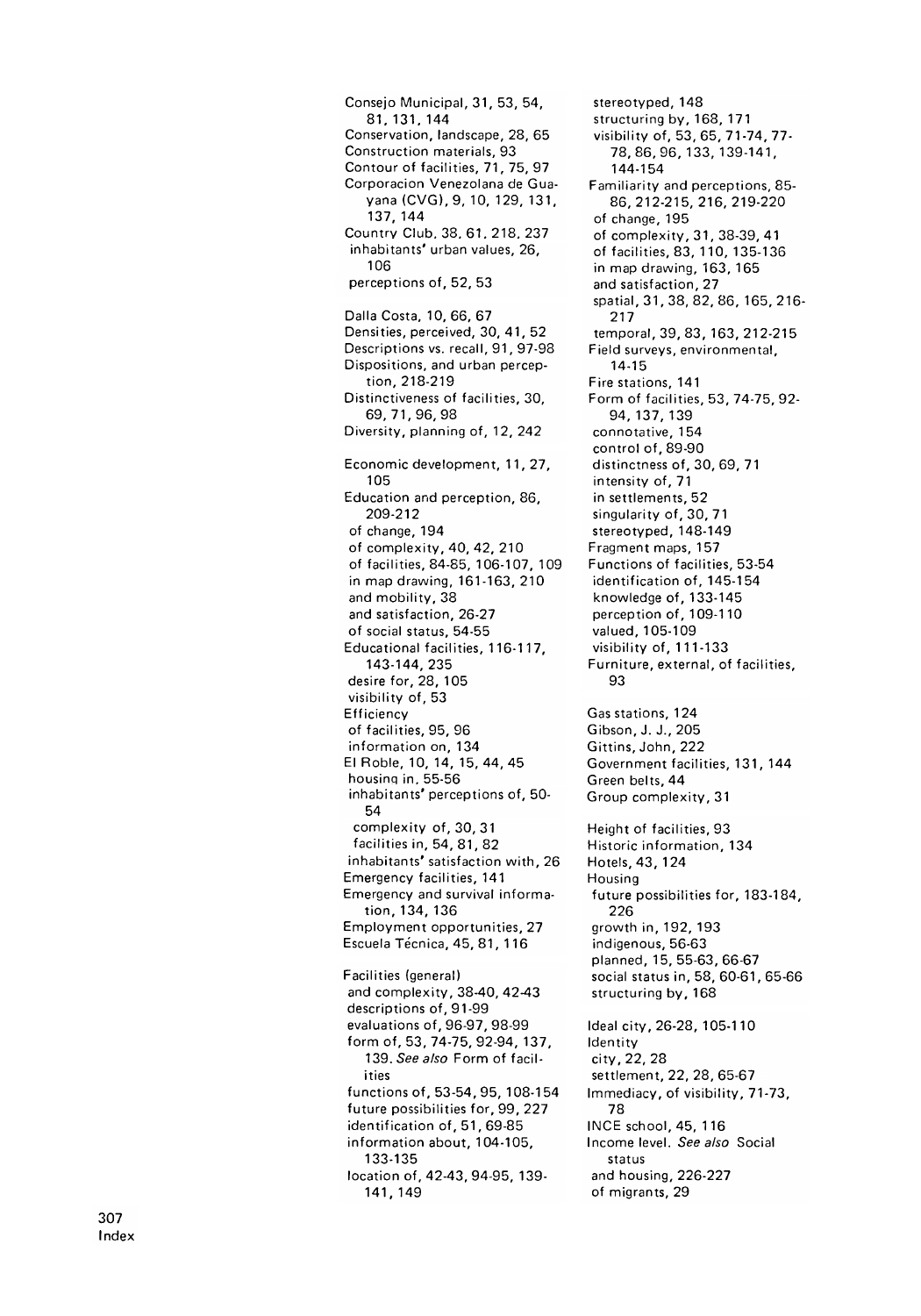Consejo Municipal, 31, 53, 54, 81, 131, 144
Conservation, landscape, 28, 65
Construction materials, 93
Contour of facilities, 71, 75, 97
Corporacion Venezolana de Guayana (CVG), 9, 10, 129, 131, 137, 144
Country Club, 38, 61, 218, 237
 inhabitants' urban values, 26, 106
 perceptions of, 52, 53

Dalla Costa, 10, 66, 67
Densities, perceived, 30, 41, 52
Descriptions vs. recall, 91, 97-98
Dispositions, and urban perception, 218-219
Distinctiveness of facilities, 30, 69, 71, 96, 98
Diversity, planning of, 12, 242

Economic development, 11, 27, 105
Education and perception, 86, 209-212
 of change, 194
 of complexity, 40, 42, 210
 of facilities, 84-85, 106-107, 109
 in map drawing, 161-163, 210
 and mobility, 38
 and satisfaction, 26-27
 of social status, 54-55
Educational facilities, 116-117, 143-144, 235
 desire for, 28, 105
 visibility of, 53
Efficiency
 of facilities, 95, 96
 information on, 134
El Roble, 10, 14, 15, 44, 45
 housing in, 55-56
 inhabitants' perceptions of, 50-54
  complexity of, 30, 31
  facilities in, 54, 81, 82
 inhabitants' satisfaction with, 26
Emergency facilities, 141
Emergency and survival information, 134, 136
Employment opportunities, 27
Escuela Técnica, 45, 81, 116

Facilities (general)
 and complexity, 38-40, 42-43
 descriptions of, 91-99
 evaluations of, 96-97, 98-99
 form of, 53, 74-75, 92-94, 137, 139. *See also* Form of facilities
 functions of, 53-54, 95, 108-154
 future possibilities for, 99, 227
 identification of, 51, 69-85
 information about, 104-105, 133-135
 location of, 42-43, 94-95, 139-141, 149
 stereotyped, 148
 structuring by, 168, 171
 visibility of, 53, 65, 71-74, 77-78, 86, 96, 133, 139-141, 144-154
Familiarity and perceptions, 85-86, 212-215, 216, 219-220
 of change, 195
 of complexity, 31, 38-39, 41
 of facilities, 83, 110, 135-136
 in map drawing, 163, 165
 and satisfaction, 27
 spatial, 31, 38, 82, 86, 165, 216-217
 temporal, 39, 83, 163, 212-215
Field surveys, environmental, 14-15
Fire stations, 141
Form of facilities, 53, 74-75, 92-94, 137, 139
 connotative, 154
 control of, 89-90
 distinctness of, 30, 69, 71
 intensity of, 71
 in settlements, 52
 singularity of, 30, 71
 stereotyped, 148-149
Fragment maps, 157
Functions of facilities, 53-54
 identification of, 145-154
 knowledge of, 133-145
 perception of, 109-110
 valued, 105-109
 visibility of, 111-133
Furniture, external, of facilities, 93

Gas stations, 124
Gibson, J. J., 205
Gittins, John, 222
Government facilities, 131, 144
Green belts, 44
Group complexity, 31

Height of facilities, 93
Historic information, 134
Hotels, 43, 124
Housing
 future possibilities for, 183-184, 226
 growth in, 192, 193
 indigenous, 56-63
 planned, 15, 55-63, 66-67
 social status in, 58, 60-61, 65-66
 structuring by, 168

Ideal city, 26-28, 105-110
Identity
 city, 22, 28
 settlement, 22, 28, 65-67
Immediacy, of visibility, 71-73, 78
INCE school, 45, 116
Income level. *See also* Social status
 and housing, 226-227
 of migrants, 29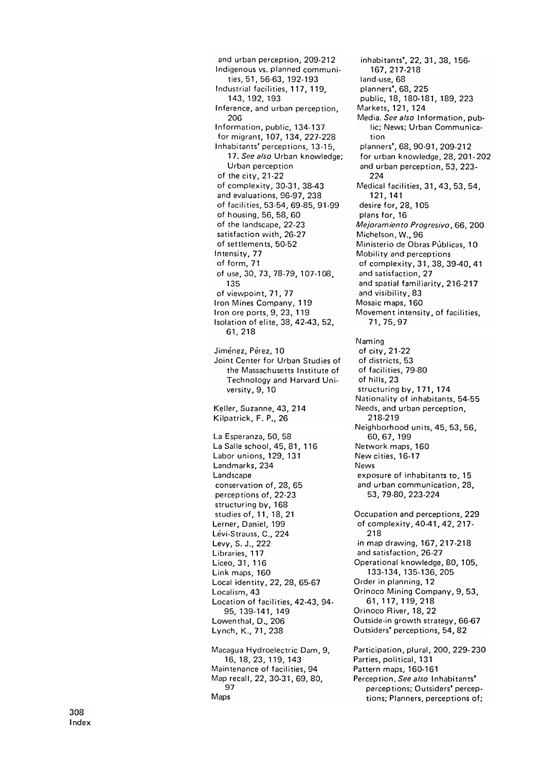and urban perception, 209-212
Indigenous vs. planned communities, 51, 56-63, 192-193
Industrial facilities, 117, 119, 143, 192, 193
Inference, and urban perception, 206
Information, public, 134-137
 for migrant, 107, 134, 227-228
Inhabitants' perceptions, 13-15, 17. *See also* Urban knowledge; Urban perception
 of the city, 21-22
 of complexity, 30-31, 38-43
 and evaluations, 96-97, 238
 of facilities, 53-54, 69-85, 91-99
 of housing, 56, 58, 60
 of the landscape, 22-23
 satisfaction with, 26-27
 of settlements, 50-52
Intensity, 77
 of form, 71
 of use, 30, 73, 78-79, 107-108, 135
 of viewpoint, 71, 77
Iron Mines Company, 119
Iron ore ports, 9, 23, 119
Isolation of elite, 38, 42-43, 52, 61, 218

Jiménez, Pérez, 10
Joint Center for Urban Studies of the Massachusetts Institute of Technology and Harvard University, 9, 10

Keller, Suzanne, 43, 214
Kilpatrick, F. P., 26

La Esperanza, 50, 58
La Salle school, 45, 81, 116
Labor unions, 129, 131
Landmarks, 234
Landscape
 conservation of, 28, 65
 perceptions of, 22-23
 structuring by, 168
 studies of, 11, 18, 21
Lerner, Daniel, 199
Lévi-Strauss, C., 224
Levy, S. J., 222
Libraries, 117
Liceo, 31, 116
Link maps, 160
Local identity, 22, 28, 65-67
Localism, 43
Location of facilities, 42-43, 94-95, 139-141, 149
Lowenthal, D., 206
Lynch, K., 71, 238

Macagua Hydroelectric Dam, 9, 16, 18, 23, 119, 143
Maintenance of facilities, 94
Map recall, 22, 30-31, 69, 80, 97
Maps
 inhabitants', 22, 31, 38, 156-167, 217-218
 land-use, 68
 planners', 68, 225
 public, 18, 180-181, 189, 223
Markets, 121, 124
Media. *See also* Information, public; News; Urban Communication
 planners', 68, 90-91, 209-212
 for urban knowledge, 28, 201-202
 and urban perception, 53, 223-224
Medical facilities, 31, 43, 53, 54, 121, 141
 desire for, 28, 105
 plans for, 16
*Mejoramiento Progresivo*, 66, 200
Michelson, W., 96
Ministerio de Obras Públicas, 10
Mobility and perceptions
 of complexity, 31, 38, 39-40, 41
 and satisfaction, 27
 and spatial familiarity, 216-217
 and visibility, 83
Mosaic maps, 160
Movement intensity, of facilities, 71, 75, 97

Naming
 of city, 21-22
 of districts, 53
 of facilities, 79-80
 of hills, 23
 structuring by, 171, 174
Nationality of inhabitants, 54-55
Needs, and urban perception, 218-219
Neighborhood units, 45, 53, 56, 60, 67, 199
Network maps, 160
New cities, 16-17
News
 exposure of inhabitants to, 15
 and urban communication, 28, 53, 79-80, 223-224

Occupation and perceptions, 229
 of complexity, 40-41, 42, 217-218
 in map drawing, 167, 217-218
 and satisfaction, 26-27
Operational knowledge, 80, 105, 133-134, 135-136, 205
Order in planning, 12
Orinoco Mining Company, 9, 53, 61, 117, 119, 218
Orinoco River, 18, 22
Outside-in growth strategy, 66-67
Outsiders' perceptions, 54, 82

Participation, plural, 200, 229-230
Parties, political, 131
Pattern maps, 160-161
Perception. *See also* Inhabitants' perceptions; Outsiders' perceptions; Planners, perceptions of;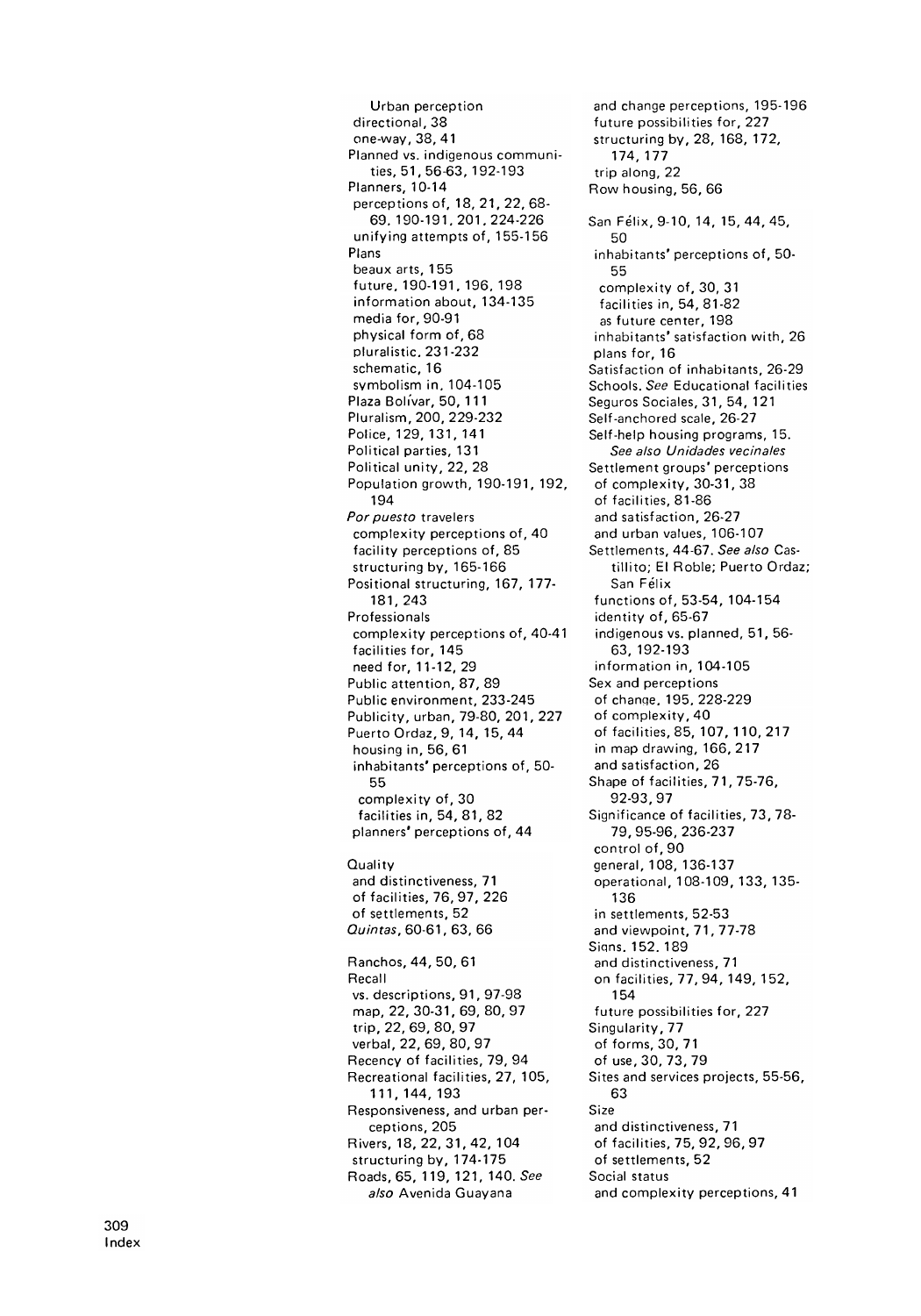Urban perception
 directional, 38
 one-way, 38, 41
Planned vs. indigenous communities, 51, 56-63, 192-193
Planners, 10-14
 perceptions of, 18, 21, 22, 68-69, 190-191, 201, 224-226
 unifying attempts of, 155-156
Plans
 beaux arts, 155
 future, 190-191, 196, 198
 information about, 134-135
 media for, 90-91
 physical form of, 68
 pluralistic, 231-232
 schematic, 16
 symbolism in, 104-105
Plaza Bolívar, 50, 111
Pluralism, 200, 229-232
Police, 129, 131, 141
Political parties, 131
Political unity, 22, 28
Population growth, 190-191, 192, 194
*Por puesto* travelers
 complexity perceptions of, 40
 facility perceptions of, 85
 structuring by, 165-166
Positional structuring, 167, 177-181, 243
Professionals
 complexity perceptions of, 40-41
 facilities for, 145
 need for, 11-12, 29
Public attention, 87, 89
Public environment, 233-245
Publicity, urban, 79-80, 201, 227
Puerto Ordaz, 9, 14, 15, 44
 housing in, 56, 61
 inhabitants' perceptions of, 50-55
  complexity of, 30
  facilities in, 54, 81, 82
 planners' perceptions of, 44

Quality
 and distinctiveness, 71
 of facilities, 76, 97, 226
 of settlements, 52
*Quintas*, 60-61, 63, 66

Ranchos, 44, 50, 61
Recall
 vs. descriptions, 91, 97-98
 map, 22, 30-31, 69, 80, 97
 trip, 22, 69, 80, 97
 verbal, 22, 69, 80, 97
Recency of facilities, 79, 94
Recreational facilities, 27, 105, 111, 144, 193
Responsiveness, and urban perceptions, 205
Rivers, 18, 22, 31, 42, 104
 structuring by, 174-175
Roads, 65, 119, 121, 140. *See also* Avenida Guayana
 and change perceptions, 195-196
 future possibilities for, 227
 structuring by, 28, 168, 172, 174, 177
 trip along, 22
Row housing, 56, 66

San Félix, 9-10, 14, 15, 44, 45, 50
 inhabitants' perceptions of, 50-55
  complexity of, 30, 31
  facilities in, 54, 81-82
  as future center, 198
 inhabitants' satisfaction with, 26
 plans for, 16
Satisfaction of inhabitants, 26-29
Schools. *See* Educational facilities
Seguros Sociales, 31, 54, 121
Self-anchored scale, 26-27
Self-help housing programs, 15. *See also Unidades vecinales*
Settlement groups' perceptions
 of complexity, 30-31, 38
 of facilities, 81-86
 and satisfaction, 26-27
 and urban values, 106-107
Settlements, 44-67. *See also* Castillito; El Roble; Puerto Ordaz; San Félix
 functions of, 53-54, 104-154
 identity of, 65-67
 indigenous vs. planned, 51, 56-63, 192-193
 information in, 104-105
Sex and perceptions
 of change, 195, 228-229
 of complexity, 40
 of facilities, 85, 107, 110, 217
 in map drawing, 166, 217
 and satisfaction, 26
Shape of facilities, 71, 75-76, 92-93, 97
Significance of facilities, 73, 78-79, 95-96, 236-237
 control of, 90
 general, 108, 136-137
 operational, 108-109, 133, 135-136
 in settlements, 52-53
 and viewpoint, 71, 77-78
Signs, 152, 189
 and distinctiveness, 71
 on facilities, 77, 94, 149, 152, 154
 future possibilities for, 227
Singularity, 77
 of forms, 30, 71
 of use, 30, 73, 79
Sites and services projects, 55-56, 63
Size
 and distinctiveness, 71
 of facilities, 75, 92, 96, 97
 of settlements, 52
Social status
 and complexity perceptions, 41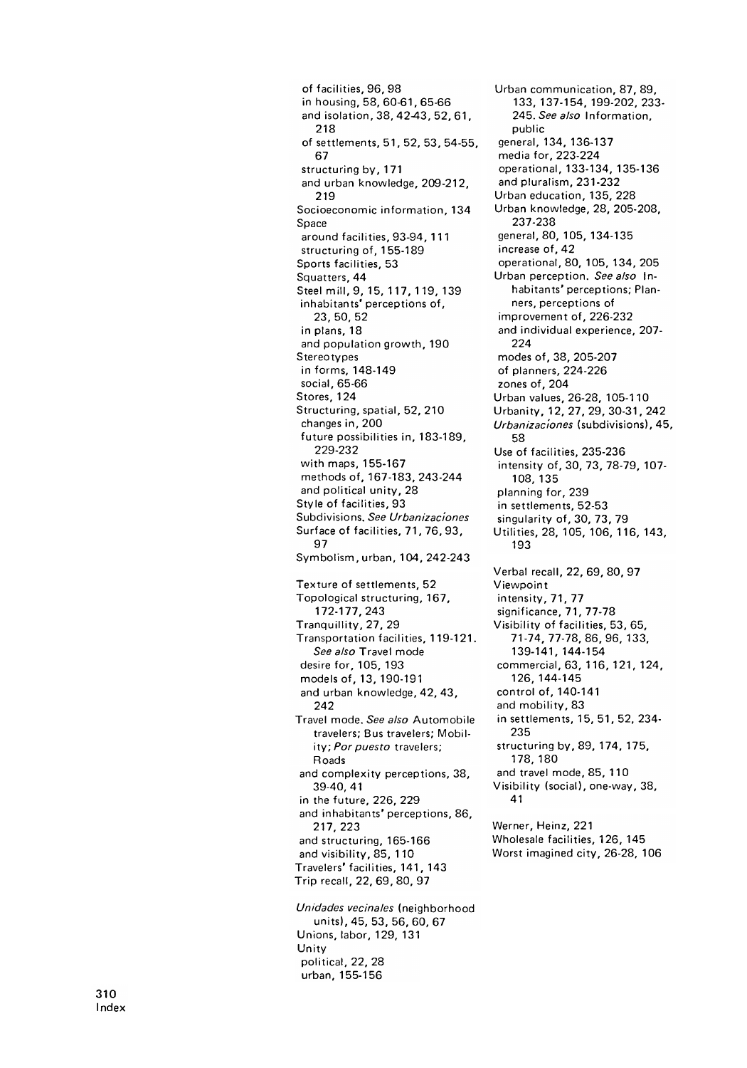of facilities, 96, 98
 in housing, 58, 60-61, 65-66
 and isolation, 38, 42-43, 52, 61, 218
 of settlements, 51, 52, 53, 54-55, 67
 structuring by, 171
 and urban knowledge, 209-212, 219
Socioeconomic information, 134
Space
 around facilities, 93-94, 111
 structuring of, 155-189
Sports facilities, 53
Squatters, 44
Steel mill, 9, 15, 117, 119, 139
 inhabitants' perceptions of, 23, 50, 52
 in plans, 18
 and population growth, 190
Stereotypes
 in forms, 148-149
 social, 65-66
Stores, 124
Structuring, spatial, 52, 210
 changes in, 200
 future possibilities in, 183-189, 229-232
 with maps, 155-167
 methods of, 167-183, 243-244
 and political unity, 28
Style of facilities, 93
Subdivisions. *See Urbanizaciones*
Surface of facilities, 71, 76, 93, 97
Symbolism, urban, 104, 242-243

Texture of settlements, 52
Topological structuring, 167, 172-177, 243
Tranquillity, 27, 29
Transportation facilities, 119-121. *See also* Travel mode
 desire for, 105, 193
 models of, 13, 190-191
 and urban knowledge, 42, 43, 242
Travel mode. *See also* Automobile travelers; Bus travelers; Mobility; *Por puesto* travelers; Roads
 and complexity perceptions, 38, 39-40, 41
 in the future, 226, 229
 and inhabitants' perceptions, 86, 217, 223
 and structuring, 165-166
 and visibility, 85, 110
Travelers' facilities, 141, 143
Trip recall, 22, 69, 80, 97

*Unidades vecinales* (neighborhood units), 45, 53, 56, 60, 67
Unions, labor, 129, 131
Unity
 political, 22, 28
 urban, 155-156

Urban communication, 87, 89, 133, 137-154, 199-202, 233-245. *See also* Information, public
 general, 134, 136-137
 media for, 223-224
 operational, 133-134, 135-136
 and pluralism, 231-232
Urban education, 135, 228
Urban knowledge, 28, 205-208, 237-238
 general, 80, 105, 134-135
 increase of, 42
 operational, 80, 105, 134, 205
Urban perception. *See also* Inhabitants' perceptions; Planners, perceptions of
 improvement of, 226-232
 and individual experience, 207-224
 modes of, 38, 205-207
 of planners, 224-226
 zones of, 204
Urban values, 26-28, 105-110
Urbanity, 12, 27, 29, 30-31, 242
*Urbanizaciones* (subdivisions), 45, 58
Use of facilities, 235-236
 intensity of, 30, 73, 78-79, 107-108, 135
 planning for, 239
 in settlements, 52-53
 singularity of, 30, 73, 79
Utilities, 28, 105, 106, 116, 143, 193

Verbal recall, 22, 69, 80, 97
Viewpoint
 intensity, 71, 77
 significance, 71, 77-78
Visibility of facilities, 53, 65, 71-74, 77-78, 86, 96, 133, 139-141, 144-154
 commercial, 63, 116, 121, 124, 126, 144-145
 control of, 140-141
 and mobility, 83
 in settlements, 15, 51, 52, 234-235
 structuring by, 89, 174, 175, 178, 180
 and travel mode, 85, 110
Visibility (social), one-way, 38, 41

Werner, Heinz, 221
Wholesale facilities, 126, 145
Worst imagined city, 26-28, 106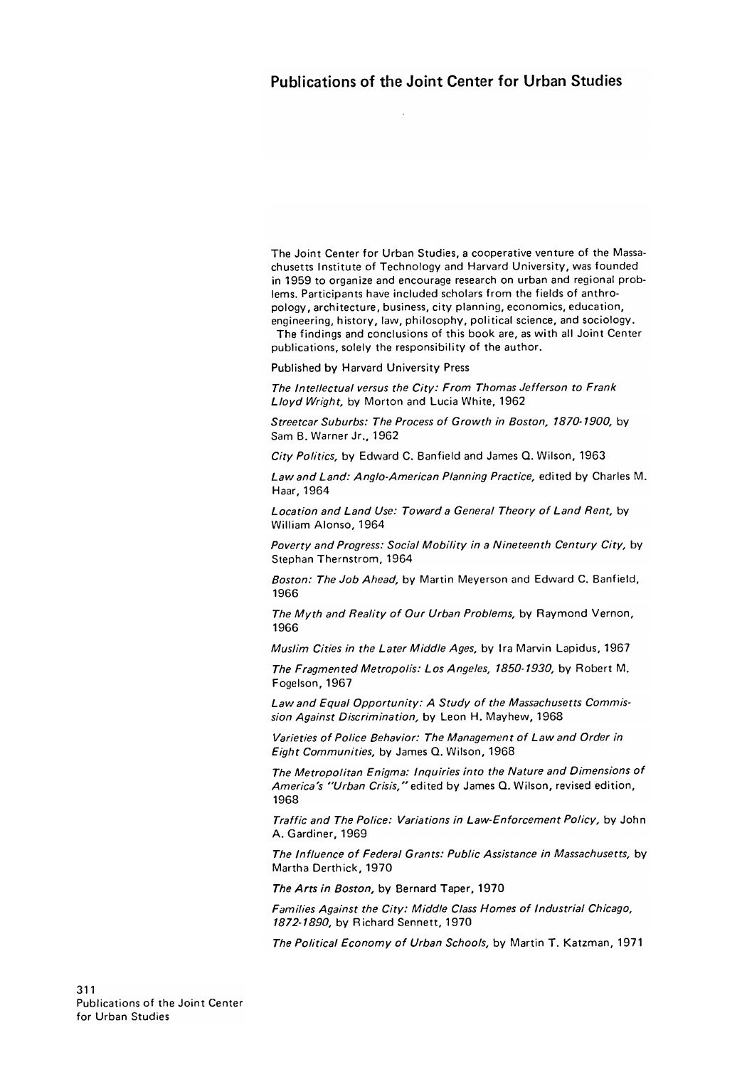# Publications of the Joint Center for Urban Studies

The Joint Center for Urban Studies, a cooperative venture of the Massachusetts Institute of Technology and Harvard University, was founded in 1959 to organize and encourage research on urban and regional problems. Participants have included scholars from the fields of anthropology, architecture, business, city planning, economics, education, engineering, history, law, philosophy, political science, and sociology.

The findings and conclusions of this book are, as with all Joint Center publications, solely the responsibility of the author.

Published by Harvard University Press

*The Intellectual versus the City: From Thomas Jefferson to Frank Lloyd Wright,* by Morton and Lucia White, 1962

*Streetcar Suburbs: The Process of Growth in Boston, 1870-1900,* by Sam B. Warner Jr., 1962

*City Politics,* by Edward C. Banfield and James Q. Wilson, 1963

*Law and Land: Anglo-American Planning Practice,* edited by Charles M. Haar, 1964

*Location and Land Use: Toward a General Theory of Land Rent,* by William Alonso, 1964

*Poverty and Progress: Social Mobility in a Nineteenth Century City,* by Stephan Thernstrom, 1964

*Boston: The Job Ahead,* by Martin Meyerson and Edward C. Banfield, 1966

*The Myth and Reality of Our Urban Problems,* by Raymond Vernon, 1966

*Muslim Cities in the Later Middle Ages,* by Ira Marvin Lapidus, 1967

*The Fragmented Metropolis: Los Angeles, 1850-1930,* by Robert M. Fogelson, 1967

*Law and Equal Opportunity: A Study of the Massachusetts Commission Against Discrimination,* by Leon H. Mayhew, 1968

*Varieties of Police Behavior: The Management of Law and Order in Eight Communities,* by James Q. Wilson, 1968

*The Metropolitan Enigma: Inquiries into the Nature and Dimensions of America's "Urban Crisis,"* edited by James Q. Wilson, revised edition, 1968

*Traffic and The Police: Variations in Law-Enforcement Policy,* by John A. Gardiner, 1969

*The Influence of Federal Grants: Public Assistance in Massachusetts,* by Martha Derthick, 1970

*The Arts in Boston,* by Bernard Taper, 1970

*Families Against the City: Middle Class Homes of Industrial Chicago, 1872-1890,* by Richard Sennett, 1970

*The Political Economy of Urban Schools,* by Martin T. Katzman, 1971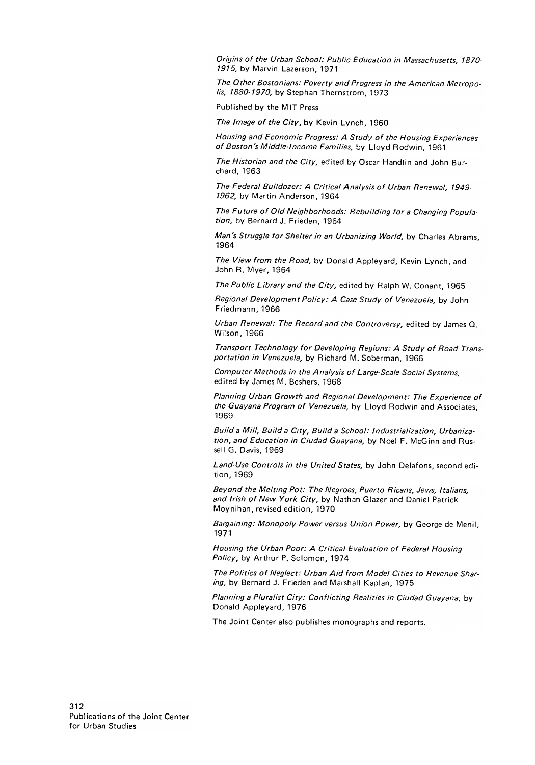*Origins of the Urban School: Public Education in Massachusetts, 1870-1915,* by Marvin Lazerson, 1971

*The Other Bostonians: Poverty and Progress in the American Metropolis, 1880-1970,* by Stephan Thernstrom, 1973

Published by the MIT Press

*The Image of the City,* by Kevin Lynch, 1960

*Housing and Economic Progress: A Study of the Housing Experiences of Boston's Middle-Income Families,* by Lloyd Rodwin, 1961

*The Historian and the City,* edited by Oscar Handlin and John Burchard, 1963

*The Federal Bulldozer: A Critical Analysis of Urban Renewal, 1949-1962,* by Martin Anderson, 1964

*The Future of Old Neighborhoods: Rebuilding for a Changing Population,* by Bernard J. Frieden, 1964

*Man's Struggle for Shelter in an Urbanizing World,* by Charles Abrams, 1964

*The View from the Road,* by Donald Appleyard, Kevin Lynch, and John R. Myer, 1964

*The Public Library and the City,* edited by Ralph W. Conant, 1965

*Regional Development Policy: A Case Study of Venezuela,* by John Friedmann, 1966

*Urban Renewal: The Record and the Controversy,* edited by James Q. Wilson, 1966

*Transport Technology for Developing Regions: A Study of Road Transportation in Venezuela,* by Richard M. Soberman, 1966

*Computer Methods in the Analysis of Large-Scale Social Systems,* edited by James M. Beshers, 1968

*Planning Urban Growth and Regional Development: The Experience of the Guayana Program of Venezuela,* by Lloyd Rodwin and Associates, 1969

*Build a Mill, Build a City, Build a School: Industrialization, Urbanization, and Education in Ciudad Guayana,* by Noel F. McGinn and Russell G. Davis, 1969

*Land-Use Controls in the United States,* by John Delafons, second edition, 1969

*Beyond the Melting Pot: The Negroes, Puerto Ricans, Jews, Italians, and Irish of New York City,* by Nathan Glazer and Daniel Patrick Moynihan, revised edition, 1970

*Bargaining: Monopoly Power versus Union Power,* by George de Menil, 1971

*Housing the Urban Poor: A Critical Evaluation of Federal Housing Policy,* by Arthur P. Solomon, 1974

*The Politics of Neglect: Urban Aid from Model Cities to Revenue Sharing,* by Bernard J. Frieden and Marshall Kaplan, 1975

*Planning a Pluralist City: Conflicting Realities in Ciudad Guayana,* by Donald Appleyard, 1976

The Joint Center also publishes monographs and reports.